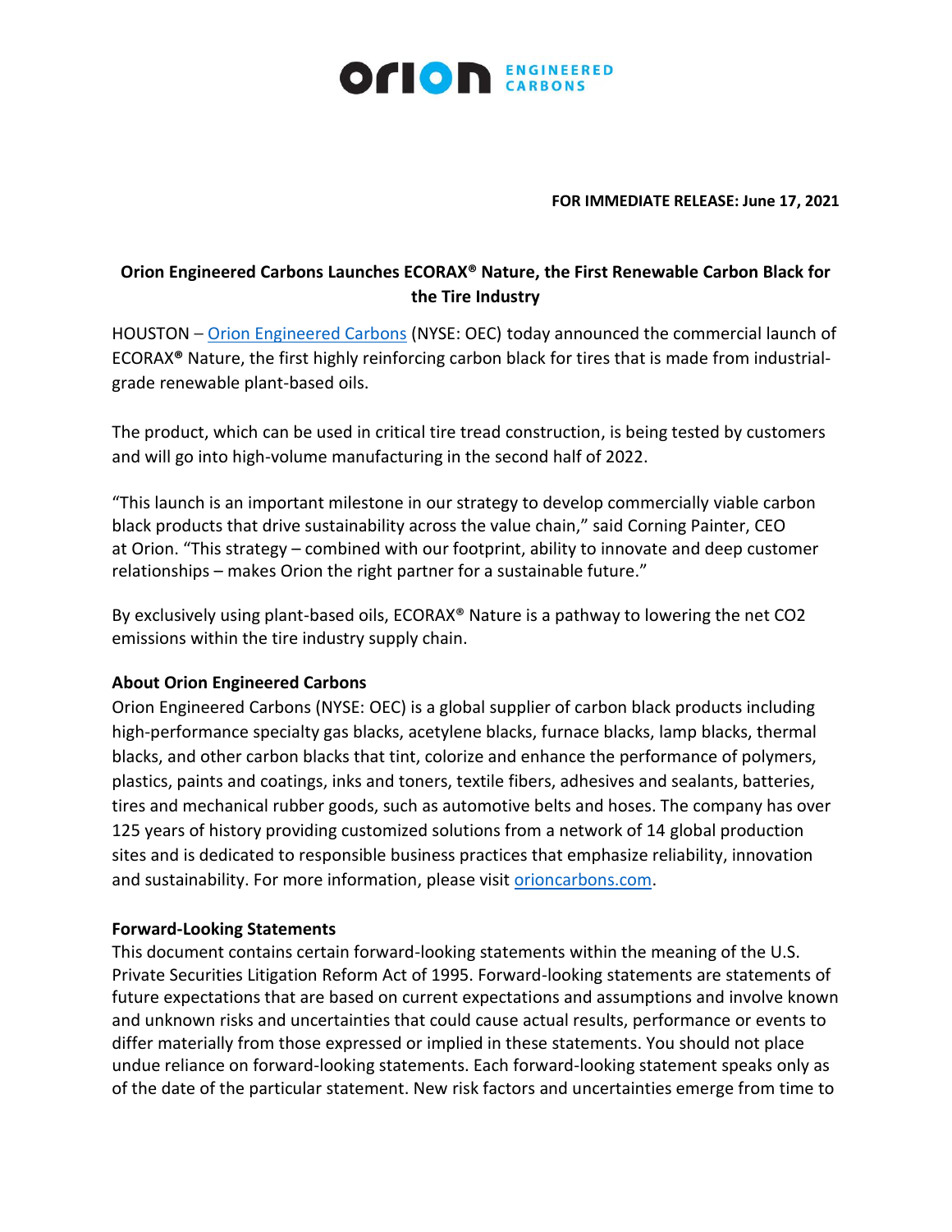**FOR IMMEDIATE RELEASE: June 17, 2021**

# Orion Engineered Carbons Launches ECORAX® Nature, the First Renewable Carbon Black for the Tire Industry

HOUSTON – [Orion Engineered Carbons](https://www.orioncarbons.com) (NYSE: OEC) today announced the commercial launch of ECORAX® Nature, the first highly reinforcing carbon black for tires that is made from industrial-grade renewable plant-based oils.

The product, which can be used in critical tire tread construction, is being tested by customers and will go into high-volume manufacturing in the second half of 2022.

"This launch is an important milestone in our strategy to develop commercially viable carbon black products that drive sustainability across the value chain," said Corning Painter, CEO at Orion. "This strategy – combined with our footprint, ability to innovate and deep customer relationships – makes Orion the right partner for a sustainable future."

By exclusively using plant-based oils, ECORAX® Nature is a pathway to lowering the net $CO_2$ emissions within the tire industry supply chain.

**About Orion Engineered Carbons**

Orion Engineered Carbons (NYSE: OEC) is a global supplier of carbon black products including high-performance specialty gas blacks, acetylene blacks, furnace blacks, lamp blacks, thermal blacks, and other carbon blacks that tint, colorize and enhance the performance of polymers, plastics, paints and coatings, inks and toners, textile fibers, adhesives and sealants, batteries, tires and mechanical rubber goods, such as automotive belts and hoses. The company has over 125 years of history providing customized solutions from a network of 14 global production sites and is dedicated to responsible business practices that emphasize reliability, innovation and sustainability. For more information, please visit [orioncarbons.com](https://www.orioncarbons.com).

**Forward-Looking Statements**

This document contains certain forward-looking statements within the meaning of the U.S. Private Securities Litigation Reform Act of 1995. Forward-looking statements are statements of future expectations that are based on current expectations and assumptions and involve known and unknown risks and uncertainties that could cause actual results, performance or events to differ materially from those expressed or implied in these statements. You should not place undue reliance on forward-looking statements. Each forward-looking statement speaks only as of the date of the particular statement. New risk factors and uncertainties emerge from time to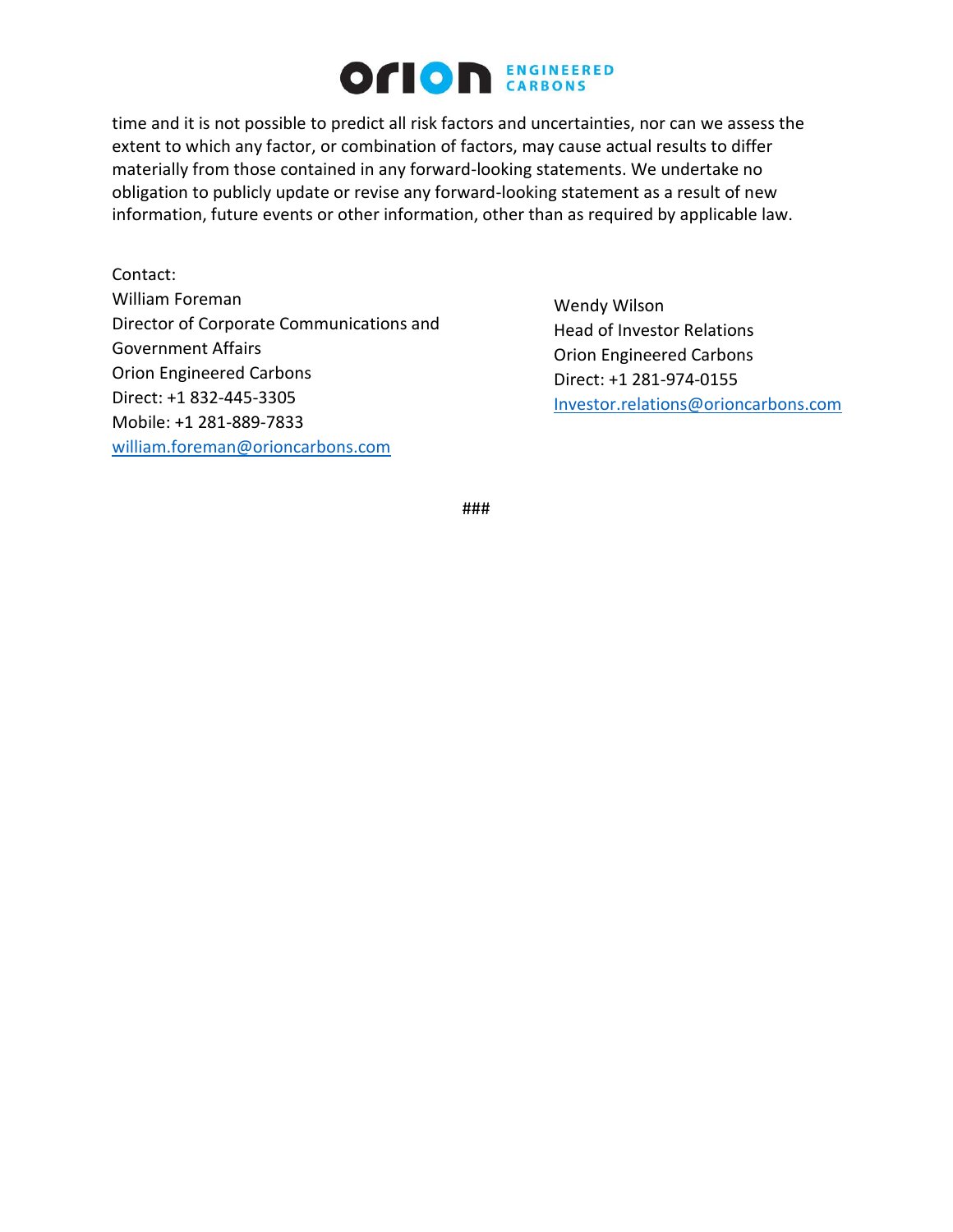time and it is not possible to predict all risk factors and uncertainties, nor can we assess the extent to which any factor, or combination of factors, may cause actual results to differ materially from those contained in any forward-looking statements. We undertake no obligation to publicly update or revise any forward-looking statement as a result of new information, future events or other information, other than as required by applicable law.

Contact:
William Foreman
Director of Corporate Communications and Government Affairs
Orion Engineered Carbons
Direct: +1 832-445-3305
Mobile: +1 281-889-7833
william.foreman@orioncarbons.com

Wendy Wilson
Head of Investor Relations
Orion Engineered Carbons
Direct: +1 281-974-0155
Investor.relations@orioncarbons.com

###